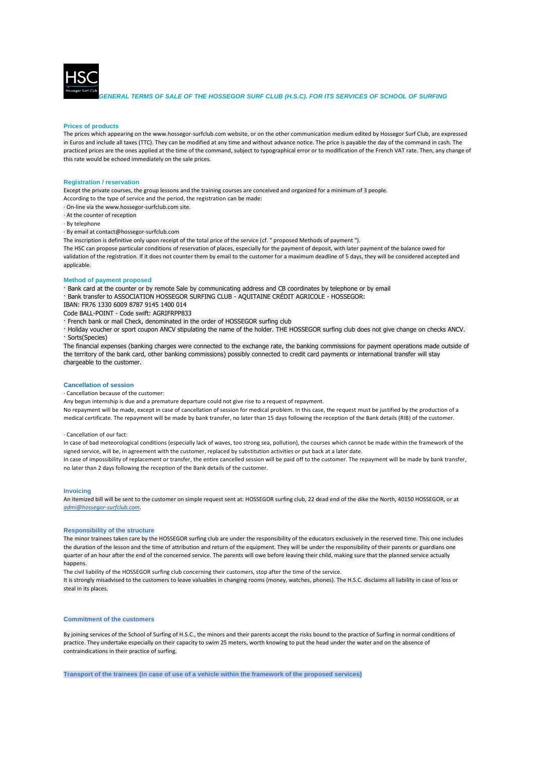HSC

Hossegor Surf Club

# *GENERAL TERMS OF SALE OF THE HOSSEGOR SURF CLUB (H.S.C). FOR ITS SERVICES OF SCHOOL OF SURFING*

## Prices of products

The prices which appearing on the www.hossegor-surfclub.com website, or on the other communication medium edited by Hossegor Surf Club, are expressed in Euros and include all taxes (TTC). They can be modified at any time and without advance notice. The price is payable the day of the command in cash. The practiced prices are the ones applied at the time of the command, subject to typographical error or to modification of the French VAT rate. Then, any change of this rate would be echoed immediately on the sale prices.

## Registration / reservation

Except the private courses, the group lessons and the training courses are conceived and organized for a minimum of 3 people.

According to the type of service and the period, the registration can be made:

- On-line via the www.hossegor-surfclub.com site.
- At the counter of reception
- By telephone
- By email at contact@hossegor-surfclub.com

The inscription is definitive only upon receipt of the total price of the service (cf. " proposed Methods of payment ").

The HSC can propose particular conditions of reservation of places, especially for the payment of deposit, with later payment of the balance owed for validation of the registration. If it does not counter them by email to the customer for a maximum deadline of 5 days, they will be considered accepted and applicable.

## Method of payment proposed

- Bank card at the counter or by remote Sale by communicating address and CB coordinates by telephone or by email
- Bank transfer to ASSOCIATION HOSSEGOR SURFING CLUB - AQUITAINE CRÉDIT AGRICOLE - HOSSEGOR:

IBAN: FR76 1330 6009 8787 9145 1400 014

Code BALL-POINT - Code swift: AGRIFRPP833

- French bank or mail Check, denominated in the order of HOSSEGOR surfing club
- Holiday voucher or sport coupon ANCV stipulating the name of the holder. THE HOSSEGOR surfing club does not give change on checks ANCV.
- Sorts(Species)

The financial expenses (banking charges were connected to the exchange rate, the banking commissions for payment operations made outside of the territory of the bank card, other banking commissions) possibly connected to credit card payments or international transfer will stay chargeable to the customer.

## Cancellation of session

· Cancellation because of the customer:

Any begun internship is due and a premature departure could not give rise to a request of repayment.

No repayment will be made, except in case of cancellation of session for medical problem. In this case, the request must be justified by the production of a medical certificate. The repayment will be made by bank transfer, no later than 15 days following the reception of the Bank details (RIB) of the customer.

· Cancellation of our fact:

In case of bad meteorological conditions (especially lack of waves, too strong sea, pollution), the courses which cannot be made within the framework of the signed service, will be, in agreement with the customer, replaced by substitution activities or put back at a later date.

In case of impossibility of replacement or transfer, the entire cancelled session will be paid off to the customer. The repayment will be made by bank transfer, no later than 2 days following the reception of the Bank details of the customer.

## Invoicing

An itemized bill will be sent to the customer on simple request sent at: HOSSEGOR surfing club, 22 dead end of the dike the North, 40150 HOSSEGOR, or at *admi@hossegor-surfclub.com*.

## Responsibility of the structure

The minor trainees taken care by the HOSSEGOR surfing club are under the responsibility of the educators exclusively in the reserved time. This one includes the duration of the lesson and the time of attribution and return of the equipment. They will be under the responsibility of their parents or guardians one quarter of an hour after the end of the concerned service. The parents will owe before leaving their child, making sure that the planned service actually happens.

The civil liability of the HOSSEGOR surfing club concerning their customers, stop after the time of the service.

It is strongly misadvised to the customers to leave valuables in changing rooms (money, watches, phones). The H.S.C. disclaims all liability in case of loss or steal in its places.

## Commitment of the customers

By joining services of the School of Surfing of H.S.C., the minors and their parents accept the risks bound to the practice of Surfing in normal conditions of practice. They undertake especially on their capacity to swim 25 meters, worth knowing to put the head under the water and on the absence of contraindications in their practice of surfing.

## Transport of the trainees (in case of use of a vehicle within the framework of the proposed services)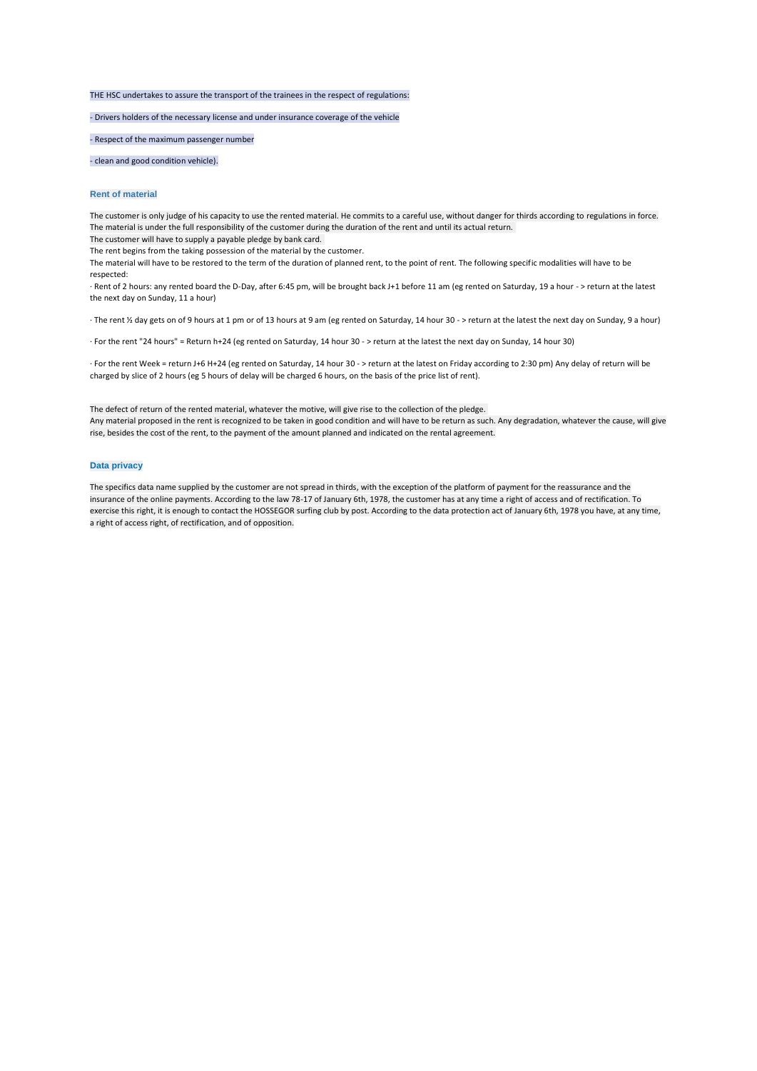THE HSC undertakes to assure the transport of the trainees in the respect of regulations:

- Drivers holders of the necessary license and under insurance coverage of the vehicle

- Respect of the maximum passenger number

- clean and good condition vehicle).

## Rent of material

The customer is only judge of his capacity to use the rented material. He commits to a careful use, without danger for thirds according to regulations in force. The material is under the full responsibility of the customer during the duration of the rent and until its actual return.
The customer will have to supply a payable pledge by bank card.
The rent begins from the taking possession of the material by the customer.
The material will have to be restored to the term of the duration of planned rent, to the point of rent. The following specific modalities will have to be respected:

· Rent of 2 hours: any rented board the D-Day, after 6:45 pm, will be brought back J+1 before 11 am (eg rented on Saturday, 19 a hour - > return at the latest the next day on Sunday, 11 a hour)

· The rent ½ day gets on of 9 hours at 1 pm or of 13 hours at 9 am (eg rented on Saturday, 14 hour 30 - > return at the latest the next day on Sunday, 9 a hour)

· For the rent "24 hours" = Return h+24 (eg rented on Saturday, 14 hour 30 - > return at the latest the next day on Sunday, 14 hour 30)

· For the rent Week = return J+6 H+24 (eg rented on Saturday, 14 hour 30 - > return at the latest on Friday according to 2:30 pm) Any delay of return will be charged by slice of 2 hours (eg 5 hours of delay will be charged 6 hours, on the basis of the price list of rent).

The defect of return of the rented material, whatever the motive, will give rise to the collection of the pledge.
Any material proposed in the rent is recognized to be taken in good condition and will have to be return as such. Any degradation, whatever the cause, will give rise, besides the cost of the rent, to the payment of the amount planned and indicated on the rental agreement.

## Data privacy

The specifics data name supplied by the customer are not spread in thirds, with the exception of the platform of payment for the reassurance and the insurance of the online payments. According to the law 78-17 of January 6th, 1978, the customer has at any time a right of access and of rectification. To exercise this right, it is enough to contact the HOSSEGOR surfing club by post. According to the data protection act of January 6th, 1978 you have, at any time, a right of access right, of rectification, and of opposition.